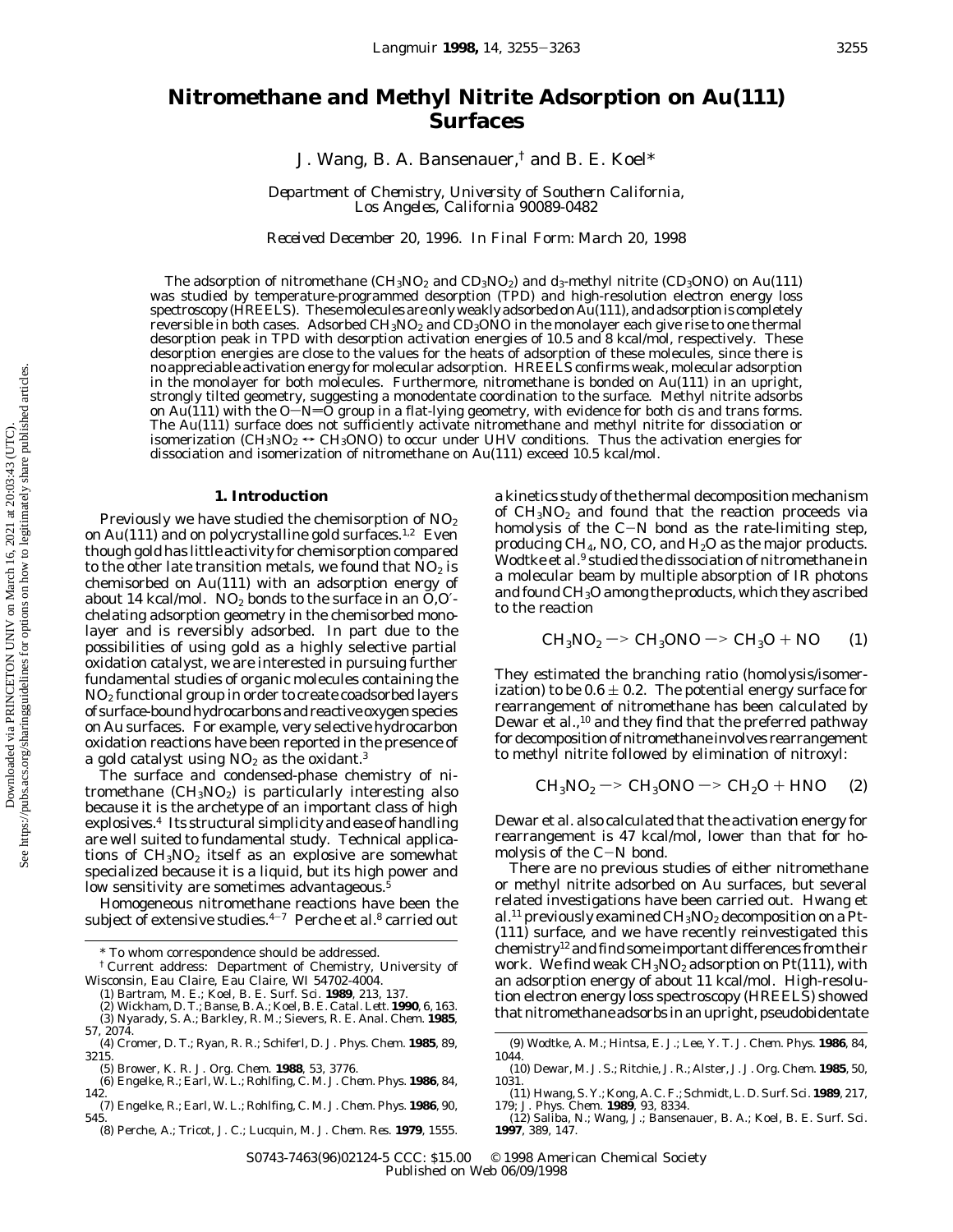# Nitromethane and Methyl Nitrite Adsorption on Au(111) Surfaces

J. Wang, B. A. Bansenauer,[†] and B. E. Koel*

*Department of Chemistry, University of Southern California, Los Angeles, California 90089-0482*

*Received December 20, 1996. In Final Form: March 20, 1998*

The adsorption of nitromethane ($CH_3NO_2$ and $CD_3NO_2$) and $d_3$-methyl nitrite ($CD_3ONO$) on Au(111) was studied by temperature-programmed desorption (TPD) and high-resolution electron energy loss spectroscopy (HREELS). These molecules are only weakly adsorbed on Au(111), and adsorption is completely reversible in both cases. Adsorbed $CH_3NO_2$ and $CD_3ONO$ in the monolayer each give rise to one thermal desorption peak in TPD with desorption activation energies of 10.5 and 8 kcal/mol, respectively. These desorption energies are close to the values for the heats of adsorption of these molecules, since there is no appreciable activation energy for molecular adsorption. HREELS confirms weak, molecular adsorption in the monolayer for both molecules. Furthermore, nitromethane is bonded on Au(111) in an upright, strongly tilted geometry, suggesting a monodentate coordination to the surface. Methyl nitrite adsorbs on Au(111) with the O−N=O group in a flat-lying geometry, with evidence for both cis and trans forms. The Au(111) surface does not sufficiently activate nitromethane and methyl nitrite for dissociation or isomerization ($CH_3NO_2 \leftrightarrow CH_3ONO$) to occur under UHV conditions. Thus the activation energies for dissociation and isomerization of nitromethane on Au(111) exceed 10.5 kcal/mol.

## 1. Introduction

Previously we have studied the chemisorption of $NO_2$ on Au(111) and on polycrystalline gold surfaces.[1,2] Even though gold has little activity for chemisorption compared to the other late transition metals, we found that $NO_2$ is chemisorbed on Au(111) with an adsorption energy of about 14 kcal/mol. $NO_2$ bonds to the surface in an O,O′-chelating adsorption geometry in the chemisorbed monolayer and is reversibly adsorbed. In part due to the possibilities of using gold as a highly selective partial oxidation catalyst, we are interested in pursuing further fundamental studies of organic molecules containing the $NO_2$ functional group in order to create coadsorbed layers of surface-bound hydrocarbons and reactive oxygen species on Au surfaces. For example, very selective hydrocarbon oxidation reactions have been reported in the presence of a gold catalyst using $NO_2$ as the oxidant.[3]

The surface and condensed-phase chemistry of nitromethane ($CH_3NO_2$) is particularly interesting also because it is the archetype of an important class of high explosives.[4] Its structural simplicity and ease of handling are well suited to fundamental study. Technical applications of $CH_3NO_2$ itself as an explosive are somewhat specialized because it is a liquid, but its high power and low sensitivity are sometimes advantageous.[5]

Homogeneous nitromethane reactions have been the subject of extensive studies.[4-7] Perche et al.[8] carried out a kinetics study of the thermal decomposition mechanism of $CH_3NO_2$ and found that the reaction proceeds via homolysis of the C−N bond as the rate-limiting step, producing $CH_4$, NO, CO, and $H_2O$ as the major products. Wodtke et al.[9] studied the dissociation of nitromethane in a molecular beam by multiple absorption of IR photons and found $CH_3O$ among the products, which they ascribed to the reaction

$$CH_3NO_2 \rightarrow CH_3ONO \rightarrow CH_3O + NO \quad (1)$$

They estimated the branching ratio (homolysis/isomerization) to be $0.6 \pm 0.2$. The potential energy surface for rearrangement of nitromethane has been calculated by Dewar et al.,[10] and they find that the preferred pathway for decomposition of nitromethane involves rearrangement to methyl nitrite followed by elimination of nitroxyl:

$$CH_3NO_2 \rightarrow CH_3ONO \rightarrow CH_2O + HNO \quad (2)$$

Dewar et al. also calculated that the activation energy for rearrangement is 47 kcal/mol, lower than that for homolysis of the C−N bond.

There are no previous studies of either nitromethane or methyl nitrite adsorbed on Au surfaces, but several related investigations have been carried out. Hwang et al.[11] previously examined $CH_3NO_2$ decomposition on a Pt(111) surface, and we have recently reinvestigated this chemistry[12] and find some important differences from their work. We find weak $CH_3NO_2$ adsorption on Pt(111), with an adsorption energy of about 11 kcal/mol. High-resolution electron energy loss spectroscopy (HREELS) showed that nitromethane adsorbs in an upright, pseudobidentate

---

\* To whom correspondence should be addressed.

† Current address: Department of Chemistry, University of Wisconsin, Eau Claire, Eau Claire, WI 54702-4004.

(1) Bartram, M. E.; Koel, B. E. *Surf. Sci.* **1989**, *213*, 137.
(2) Wickham, D. T.; Banse, B. A.; Koel, B. E. *Catal. Lett.* **1990**, *6*, 163.
(3) Nyarady, S. A.; Barkley, R. M.; Sievers, R. E. *Anal. Chem.* **1985**, *57*, 2074.
(4) Cromer, D. T.; Ryan, R. R.; Schiferl, D. *J. Phys. Chem.* **1985**, *89*, 3215.
(5) Brower, K. R. *J. Org. Chem.* **1988**, *53*, 3776.
(6) Engelke, R.; Earl, W. L.; Rohlfing, C. M. *J. Chem. Phys.* **1986**, *84*, 142.
(7) Engelke, R.; Earl, W. L.; Rohlfing, C. M. *J. Chem. Phys.* **1986**, *90*, 545.
(8) Perche, A.; Tricot, J. C.; Lucquin, M. *J. Chem. Res.* **1979**, 1555.
(9) Wodtke, A. M.; Hintsa, E. J.; Lee, Y. T. *J. Chem. Phys.* **1986**, *84*, 1044.
(10) Dewar, M. J. S.; Ritchie, J. R.; Alster, J. *J. Org. Chem.* **1985**, *50*, 1031.
(11) Hwang, S. Y.; Kong, A. C. F.; Schmidt, L. D. *Surf. Sci.* **1989**, *217*, 179; *J. Phys. Chem.* **1989**, *93*, 8334.
(12) Saliba, N.; Wang, J.; Bansenauer, B. A.; Koel, B. E. *Surf. Sci.* **1997**, *389*, 147.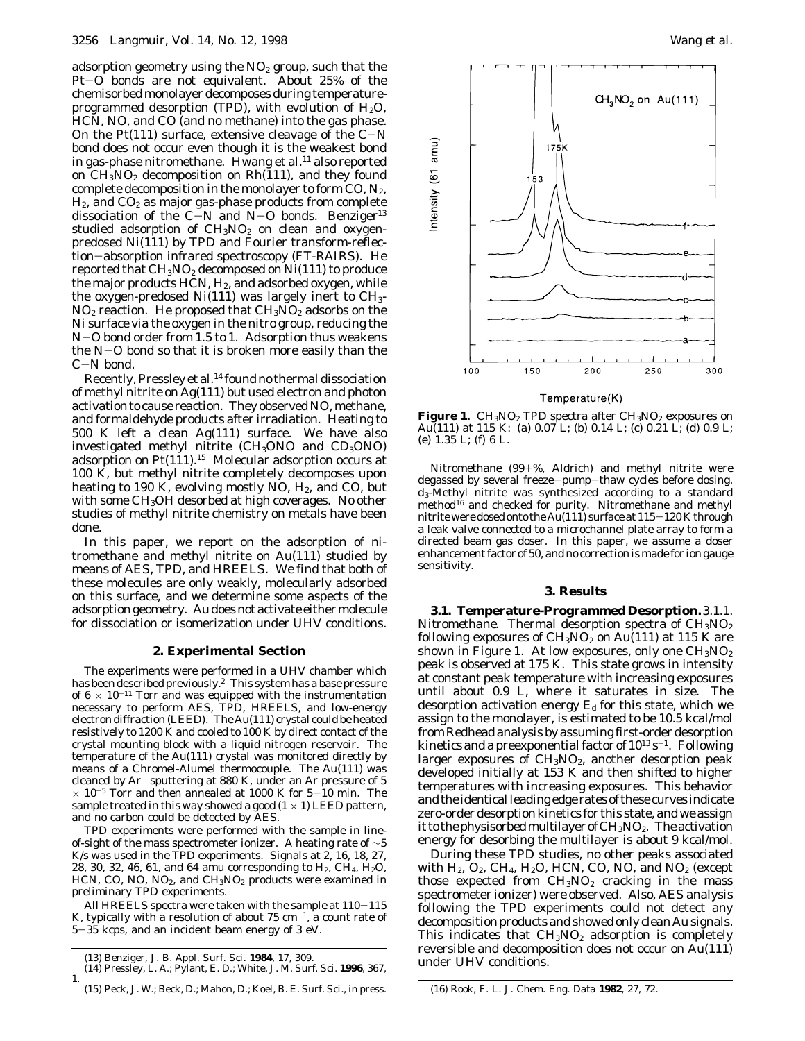adsorption geometry using the $NO_2$ group, such that the Pt–O bonds are not equivalent. About 25% of the chemisorbed monolayer decomposes during temperature-programmed desorption (TPD), with evolution of $H_2O$, HCN, NO, and CO (and no methane) into the gas phase. On the Pt(111) surface, extensive cleavage of the C–N bond does not occur even though it is the weakest bond in gas-phase nitromethane. Hwang et al.[11] also reported on $CH_3NO_2$ decomposition on Rh(111), and they found complete decomposition in the monolayer to form CO, $N_2$, $H_2$, and $CO_2$ as major gas-phase products from complete dissociation of the C–N and N–O bonds. Benziger[13] studied adsorption of $CH_3NO_2$ on clean and oxygen-predosed Ni(111) by TPD and Fourier transform-reflection–absorption infrared spectroscopy (FT-RAIRS). He reported that $CH_3NO_2$ decomposed on Ni(111) to produce the major products HCN, $H_2$, and adsorbed oxygen, while the oxygen-predosed Ni(111) was largely inert to $CH_3NO_2$ reaction. He proposed that $CH_3NO_2$ adsorbs on the Ni surface via the oxygen in the nitro group, reducing the N–O bond order from 1.5 to 1. Adsorption thus weakens the N–O bond so that it is broken more easily than the C–N bond.

Recently, Pressley et al.[14] found no thermal dissociation of methyl nitrite on Ag(111) but used electron and photon activation to cause reaction. They observed NO, methane, and formaldehyde products after irradiation. Heating to 500 K left a clean Ag(111) surface. We have also investigated methyl nitrite ($CH_3ONO$ and $CD_3ONO$) adsorption on Pt(111).[15] Molecular adsorption occurs at 100 K, but methyl nitrite completely decomposes upon heating to 190 K, evolving mostly NO, $H_2$, and CO, but with some $CH_3OH$ desorbed at high coverages. No other studies of methyl nitrite chemistry on metals have been done.

In this paper, we report on the adsorption of nitromethane and methyl nitrite on Au(111) studied by means of AES, TPD, and HREELS. We find that both of these molecules are only weakly, molecularly adsorbed on this surface, and we determine some aspects of the adsorption geometry. Au does not activate either molecule for dissociation or isomerization under UHV conditions.

## 2. Experimental Section

The experiments were performed in a UHV chamber which has been described previously.[2] This system has a base pressure of $6 \times 10^{-11}$ Torr and was equipped with the instrumentation necessary to perform AES, TPD, HREELS, and low-energy electron diffraction (LEED). The Au(111) crystal could be heated resistively to 1200 K and cooled to 100 K by direct contact of the crystal mounting block with a liquid nitrogen reservoir. The temperature of the Au(111) crystal was monitored directly by means of a Chromel-Alumel thermocouple. The Au(111) was cleaned by $Ar^+$ sputtering at 880 K, under an Ar pressure of $5 \times 10^{-5}$ Torr and then annealed at 1000 K for 5–10 min. The sample treated in this way showed a good (1 × 1) LEED pattern, and no carbon could be detected by AES.

TPD experiments were performed with the sample in line-of-sight of the mass spectrometer ionizer. A heating rate of ~5 K/s was used in the TPD experiments. Signals at 2, 16, 18, 27, 28, 30, 32, 46, 61, and 64 amu corresponding to $H_2$, $CH_4$, $H_2O$, HCN, CO, NO, $NO_2$, and $CH_3NO_2$ products were examined in preliminary TPD experiments.

All HREELS spectra were taken with the sample at 110–115 K, typically with a resolution of about 75 cm$^{-1}$, a count rate of 5–35 kcps, and an incident beam energy of 3 eV.

(13) Benziger, J. B. *Appl. Surf. Sci.* **1984**, *17*, 309.
(14) Pressley, L. A.; Pylant, E. D.; White, J. M. *Surf. Sci.* **1996**, *367*, 1.
(15) Peck, J. W.; Beck, D.; Mahon, D.; Koel, B. E. *Surf. Sci.*, in press.

**Figure 1.** $CH_3NO_2$ TPD spectra after $CH_3NO_2$ exposures on Au(111) at 115 K: (a) 0.07 L; (b) 0.14 L; (c) 0.21 L; (d) 0.9 L; (e) 1.35 L; (f) 6 L.

Nitromethane (99+%, Aldrich) and methyl nitrite were degassed by several freeze–pump–thaw cycles before dosing. $d_3$-Methyl nitrite was synthesized according to a standard method[16] and checked for purity. Nitromethane and methyl nitrite were dosed onto the Au(111) surface at 115–120 K through a leak valve connected to a microchannel plate array to form a directed beam gas doser. In this paper, we assume a doser enhancement factor of 50, and no correction is made for ion gauge sensitivity.

## 3. Results

**3.1. Temperature-Programmed Desorption.** 3.1.1. *Nitromethane.* Thermal desorption spectra of $CH_3NO_2$ following exposures of $CH_3NO_2$ on Au(111) at 115 K are shown in Figure 1. At low exposures, only one $CH_3NO_2$ peak is observed at 175 K. This state grows in intensity at constant peak temperature with increasing exposures until about 0.9 L, where it saturates in size. The desorption activation energy $E_d$ for this state, which we assign to the monolayer, is estimated to be 10.5 kcal/mol from Redhead analysis by assuming first-order desorption kinetics and a preexponential factor of $10^{13}$ s$^{-1}$. Following larger exposures of $CH_3NO_2$, another desorption peak developed initially at 153 K and then shifted to higher temperatures with increasing exposures. This behavior and the identical leading edge rates of these curves indicate zero-order desorption kinetics for this state, and we assign it to the physisorbed multilayer of $CH_3NO_2$. The activation energy for desorbing the multilayer is about 9 kcal/mol.

During these TPD studies, no other peaks associated with $H_2$, $O_2$, $CH_4$, $H_2O$, HCN, CO, NO, and $NO_2$ (except those expected from $CH_3NO_2$ cracking in the mass spectrometer ionizer) were observed. Also, AES analysis following the TPD experiments could not detect any decomposition products and showed only clean Au signals. This indicates that $CH_3NO_2$ adsorption is completely reversible and decomposition does not occur on Au(111) under UHV conditions.

(16) Rook, F. L. *J. Chem. Eng. Data* **1982**, *27*, 72.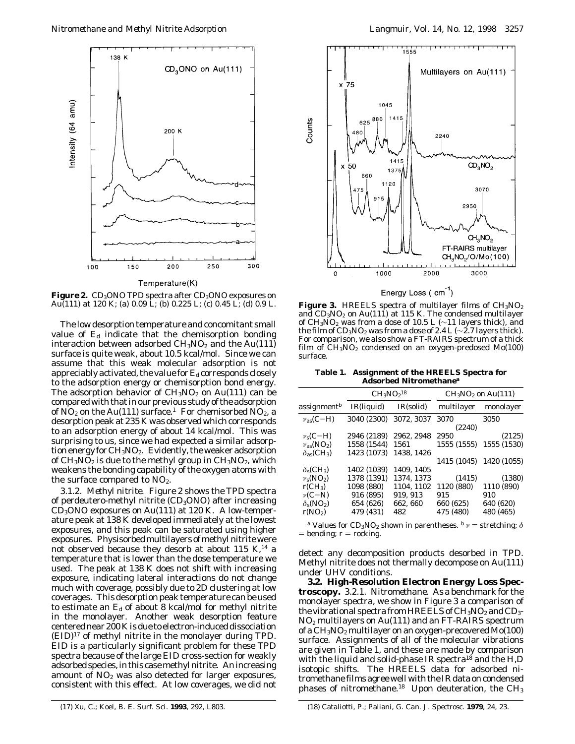**Figure 2.** $CD_3ONO$ TPD spectra after $CD_3ONO$ exposures on Au(111) at 120 K; (a) 0.09 L; (b) 0.225 L; (c) 0.45 L; (d) 0.9 L.

The low desorption temperature and concomitant small value of $E_d$ indicate that the chemisorption bonding interaction between adsorbed $CH_3NO_2$ and the Au(111) surface is quite weak, about 10.5 kcal/mol. Since we can assume that this weak molecular adsorption is not appreciably activated, the value for $E_d$ corresponds closely to the adsorption energy or chemisorption bond energy. The adsorption behavior of $CH_3NO_2$ on Au(111) can be compared with that in our previous study of the adsorption of $NO_2$ on the Au(111) surface.[1] For chemisorbed $NO_2$, a desorption peak at 235 K was observed which corresponds to an adsorption energy of about 14 kcal/mol. This was surprising to us, since we had expected a similar adsorption energy for $CH_3NO_2$. Evidently, the weaker adsorption of $CH_3NO_2$ is due to the methyl group in $CH_3NO_2$, which weakens the bonding capability of the oxygen atoms with the surface compared to $NO_2$.

3.1.2. *Methyl nitrite.* Figure 2 shows the TPD spectra of perdeutero-methyl nitrite ($CD_3ONO$) after increasing $CD_3ONO$ exposures on Au(111) at 120 K. A low-temperature peak at 138 K developed immediately at the lowest exposures, and this peak can be saturated using higher exposures. Physisorbed multilayers of methyl nitrite were not observed because they desorb at about 115 K,[14] a temperature that is lower than the dose temperature we used. The peak at 138 K does not shift with increasing exposure, indicating lateral interactions do not change much with coverage, possibly due to 2D clustering at low coverages. This desorption peak temperature can be used to estimate an $E_d$ of about 8 kcal/mol for methyl nitrite in the monolayer. Another weak desorption feature centered near 200 K is due to electron-induced dissociation (EID)[17] of methyl nitrite in the monolayer during TPD. EID is a particularly significant problem for these TPD spectra because of the large EID cross-section for weakly adsorbed species, in this case methyl nitrite. An increasing amount of $NO_2$ was also detected for larger exposures, consistent with this effect. At low coverages, we did not detect any decomposition products desorbed in TPD. Methyl nitrite does not thermally decompose on Au(111) under UHV conditions.

**3.2. High-Resolution Electron Energy Loss Spectroscopy.** 3.2.1. *Nitromethane.* As a benchmark for the monolayer spectra, we show in Figure 3 a comparison of the vibrational spectra from HREELS of $CH_3NO_2$ and $CD_3NO_2$ multilayers on Au(111) and an FT-RAIRS spectrum of a $CH_3NO_2$ multilayer on an oxygen-precovered Mo(100) surface. Assignments of all of the molecular vibrations are given in Table 1, and these are made by comparison with the liquid and solid-phase IR spectra[18] and the H,D isotopic shifts. The HREELS data for adsorbed nitromethane films agree well with the IR data on condensed phases of nitromethane.[18] Upon deuteration, the $CH_3$

**Figure 3.** HREELS spectra of multilayer films of $CH_3NO_2$ and $CD_3NO_2$ on Au(111) at 115 K. The condensed multilayer of $CH_3NO_2$ was from a dose of 10.5 L (~11 layers thick), and the film of $CD_3NO_2$ was from a dose of 2.4 L (~2.7 layers thick). For comparison, we also show a FT-RAIRS spectrum of a thick film of $CH_3NO_2$ condensed on an oxygen-predosed Mo(100) surface.

**Table 1. Assignment of the HREELS Spectra for Adsorbed Nitromethane[a]**

| | $CH_3NO_2$[18] | | $CH_3NO_2$ on Au(111) | |
|---|---|---|---|---|
| assignment[b] | IR(liquid) | IR(solid) | multilayer | monolayer |
| $\nu_{as}$(C−H) | 3040 (2300) | 3072, 3037 | 3070 (2240) | 3050 |
| $\nu_s$(C−H) | 2946 (2189) | 2962, 2948 | 2950 | (2125) |
| $\nu_{as}(NO_2)$ | 1558 (1544) | 1561 | 1555 (1555) | 1555 (1530) |
| $\delta_{as}(CH_3)$ | 1423 (1073) | 1438, 1426 | 1415 (1045) | 1420 (1055) |
| $\delta_s(CH_3)$ | 1402 (1039) | 1409, 1405 | | |
| $\nu_s(NO_2)$ | 1378 (1391) | 1374, 1373 | (1415) | (1380) |
| $r(CH_3)$ | 1098 (880) | 1104, 1102 | 1120 (880) | 1110 (890) |
| $\nu$(C−N) | 916 (895) | 919, 913 | 915 | 910 |
| $\delta_s(NO_2)$ | 654 (626) | 662, 660 | 660 (625) | 640 (620) |
| $r(NO_2)$ | 479 (431) | 482 | 475 (480) | 480 (465) |

[a] Values for $CD_3NO_2$ shown in parentheses. [b] $\nu$ = stretching; $\delta$ = bending; r = rocking.

(17) Xu, C.; Koel, B. E. *Surf. Sci.* **1993**, *292*, L803.

(18) Cataliotti, P.; Paliani, G. *Can. J. Spectrosc.* **1979**, *24*, 23.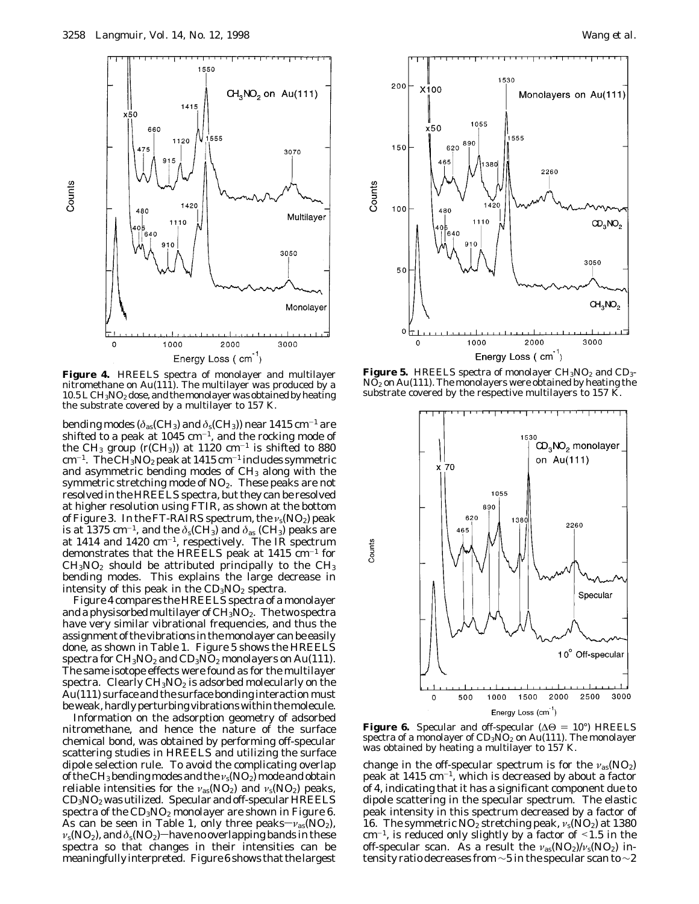**Figure 4.** HREELS spectra of monolayer and multilayer nitromethane on Au(111). The multilayer was produced by a 10.5 L $CH_3NO_2$ dose, and the monolayer was obtained by heating the substrate covered by a multilayer to 157 K.

bending modes ($\delta_{as}(CH_3)$ and $\delta_s(CH_3)$) near 1415 cm$^{-1}$ are shifted to a peak at 1045 cm$^{-1}$, and the rocking mode of the $CH_3$ group (r($CH_3$)) at 1120 cm$^{-1}$ is shifted to 880 cm$^{-1}$. The $CH_3NO_2$ peak at 1415 cm$^{-1}$ includes symmetric and asymmetric bending modes of $CH_3$ along with the symmetric stretching mode of $NO_2$. These peaks are not resolved in the HREELS spectra, but they can be resolved at higher resolution using FTIR, as shown at the bottom of Figure 3. In the FT-RAIRS spectrum, the $\nu_s(NO_2)$ peak is at 1375 cm$^{-1}$, and the $\delta_s(CH_3)$ and $\delta_{as}$ ($CH_3$) peaks are at 1414 and 1420 cm$^{-1}$, respectively. The IR spectrum demonstrates that the HREELS peak at 1415 cm$^{-1}$ for $CH_3NO_2$ should be attributed principally to the $CH_3$ bending modes. This explains the large decrease in intensity of this peak in the $CD_3NO_2$ spectra.

Figure 4 compares the HREELS spectra of a monolayer and a physisorbed multilayer of $CH_3NO_2$. The two spectra have very similar vibrational frequencies, and thus the assignment of the vibrations in the monolayer can be easily done, as shown in Table 1. Figure 5 shows the HREELS spectra for $CH_3NO_2$ and $CD_3NO_2$ monolayers on Au(111). The same isotope effects were found as for the multilayer spectra. Clearly $CH_3NO_2$ is adsorbed molecularly on the Au(111) surface and the surface bonding interaction must be weak, hardly perturbing vibrations within the molecule.

Information on the adsorption geometry of adsorbed nitromethane, and hence the nature of the surface chemical bond, was obtained by performing off-specular scattering studies in HREELS and utilizing the surface dipole selection rule. To avoid the complicating overlap of the $CH_3$ bending modes and the $\nu_s(NO_2)$ mode and obtain reliable intensities for the $\nu_{as}(NO_2)$ and $\nu_s(NO_2)$ peaks, $CD_3NO_2$ was utilized. Specular and off-specular HREELS spectra of the $CD_3NO_2$ monolayer are shown in Figure 6. As can be seen in Table 1, only three peaks—$\nu_{as}(NO_2)$, $\nu_s(NO_2)$, and $\delta_s(NO_2)$—have no overlapping bands in these spectra so that changes in their intensities can be meaningfully interpreted. Figure 6 shows that the largest

**Figure 5.** HREELS spectra of monolayer $CH_3NO_2$ and $CD_3NO_2$ on Au(111). The monolayers were obtained by heating the substrate covered by the respective multilayers to 157 K.

**Figure 6.** Specular and off-specular ($\Delta\Theta = 10°$) HREELS spectra of a monolayer of $CD_3NO_2$ on Au(111). The monolayer was obtained by heating a multilayer to 157 K.

change in the off-specular spectrum is for the $\nu_{as}(NO_2)$ peak at 1415 cm$^{-1}$, which is decreased by about a factor of 4, indicating that it has a significant component due to dipole scattering in the specular spectrum. The elastic peak intensity in this spectrum decreased by a factor of 16. The symmetric $NO_2$ stretching peak, $\nu_s(NO_2)$ at 1380 cm$^{-1}$, is reduced only slightly by a factor of <1.5 in the off-specular scan. As a result the $\nu_{as}(NO_2)/\nu_s(NO_2)$ intensity ratio decreases from ~5 in the specular scan to ~2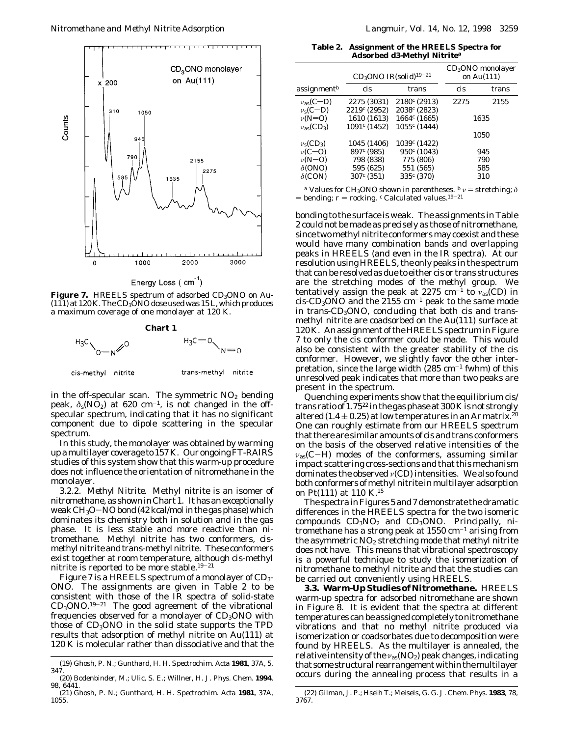**Figure 7.** HREELS spectrum of adsorbed $CD_3ONO$ on Au(111) at 120 K. The $CD_3ONO$ dose used was 15 L, which produces a maximum coverage of one monolayer at 120 K.

**Chart 1**

cis-methyl nitrite trans-methyl nitrite

in the off-specular scan. The symmetric $NO_2$ bending peak, $\delta_s(NO_2)$ at 620 cm$^{-1}$, is not changed in the off-specular spectrum, indicating that it has no significant component due to dipole scattering in the specular spectrum.

In this study, the monolayer was obtained by warming up a multilayer coverage to 157 K. Our ongoing FT-RAIRS studies of this system show that this warm-up procedure does not influence the orientation of nitromethane in the monolayer.

*3.2.2. Methyl Nitrite.* Methyl nitrite is an isomer of nitromethane, as shown in Chart 1. It has an exceptionally weak $CH_3O{-}NO$ bond (42 kcal/mol in the gas phase) which dominates its chemistry both in solution and in the gas phase. It is less stable and more reactive than nitromethane. Methyl nitrite has two conformers, cis-methyl nitrite and trans-methyl nitrite. These conformers exist together at room temperature, although cis-methyl nitrite is reported to be more stable.[19–21]

Figure 7 is a HREELS spectrum of a monolayer of $CD_3ONO$. The assignments are given in Table 2 to be consistent with those of the IR spectra of solid-state $CD_3ONO$.[19–21] The good agreement of the vibrational frequencies observed for a monolayer of $CD_3ONO$ with those of $CD_3ONO$ in the solid state supports the TPD results that adsorption of methyl nitrite on Au(111) at 120 K is molecular rather than dissociative and that the bonding to the surface is weak. The assignments in Table 2 could not be made as precisely as those of nitromethane, since two methyl nitrite conformers may coexist and these would have many combination bands and overlapping peaks in HREELS (and even in the IR spectra). At our resolution using HREELS, the only peaks in the spectrum that can be resolved as due to either cis or trans structures are the stretching modes of the methyl group. We tentatively assign the peak at 2275 cm$^{-1}$ to $\nu_{as}$(CD) in cis-$CD_3ONO$ and the 2155 cm$^{-1}$ peak to the same mode in trans-$CD_3ONO$, concluding that both cis and trans-methyl nitrite are coadsorbed on the Au(111) surface at 120 K. An assignment of the HREELS spectrum in Figure 7 to only the cis conformer could be made. This would also be consistent with the greater stability of the cis conformer. However, we slightly favor the other interpretation, since the large width (285 cm$^{-1}$ fwhm) of this unresolved peak indicates that more than two peaks are present in the spectrum.

**Table 2. Assignment of the HREELS Spectra for Adsorbed d3-Methyl Nitrite[a]**

| | $CD_3ONO$ IR(solid)[19–21] | | $CD_3ONO$ monolayer on Au(111) | |
|---|---|---|---|---|
| assignment[b] | cis | trans | cis | trans |
| $\nu_{as}$(C–D) | 2275 (3031) | 2180[c] (2913) | 2275 | 2155 |
| $\nu_s$(C–D) | 2219[c] (2952) | 2038[c] (2823) | | |
| $\nu$(N=O) | 1610 (1613) | 1664[c] (1665) | 1635 | |
| $\nu_{as}(CD_3)$ | 1091[c] (1452) | 1055[c] (1444) | | |
| | | | 1050 | |
| $\nu_s(CD_3)$ | 1045 (1406) | 1039[c] (1422) | | |
| $\nu$(C–O) | 897[c] (985) | 950[c] (1043) | 945 | |
| $\nu$(N–O) | 798 (838) | 775 (806) | 790 | |
| $\delta$(ONO) | 595 (625) | 551 (565) | 585 | |
| $\delta$(CON) | 307[c] (351) | 335[c] (370) | 310 | |

[a] Values for $CH_3ONO$ shown in parentheses. [b] $\nu$ = stretching; $\delta$ = bending; r = rocking. [c] Calculated values.[19–21]

Quenching experiments show that the equilibrium cis/trans ratio of 1.75[22] in the gas phase at 300 K is not strongly altered (1.4 ± 0.25) at low temperatures in an Ar matrix.[20] One can roughly estimate from our HREELS spectrum that there are similar amounts of cis and trans conformers on the basis of the observed relative intensities of the $\nu_{as}$(C–H) modes of the conformers, assuming similar impact scattering cross-sections and that this mechanism dominates the observed $\nu$(CD) intensities. We also found both conformers of methyl nitrite in multilayer adsorption on Pt(111) at 110 K.[15]

The spectra in Figures 5 and 7 demonstrate the dramatic differences in the HREELS spectra for the two isomeric compounds $CD_3NO_2$ and $CD_3ONO$. Principally, nitromethane has a strong peak at 1550 cm$^{-1}$ arising from the asymmetric $NO_2$ stretching mode that methyl nitrite does not have. This means that vibrational spectroscopy is a powerful technique to study the isomerization of nitromethane to methyl nitrite and that the studies can be carried out conveniently using HREELS.

**3.3. Warm-Up Studies of Nitromethane.** HREELS warm-up spectra for adsorbed nitromethane are shown in Figure 8. It is evident that the spectra at different temperatures can be assigned completely to nitromethane vibrations and that no methyl nitrite produced via isomerization or coadsorbates due to decomposition were found by HREELS. As the multilayer is annealed, the relative intensity of the $\nu_{as}(NO_2)$ peak changes, indicating that some structural rearrangement within the multilayer occurs during the annealing process that results in a

(19) Ghosh, P. N.; Gunthard, H. H. *Spectrochim. Acta* **1981**, 37A, 5, 347.

(20) Bodenbinder, M.; Ulic, S. E.; Willner, H. *J. Phys. Chem.* **1994**, 98, 6441.

(21) Ghosh, P. N.; Gunthard, H. H. *Spectrochim. Acta* **1981**, 37A, 1055.

(22) Gilman, J. P.; Hseih T.; Meisels, G. G. *J. Chem. Phys.* **1983**, 78, 3767.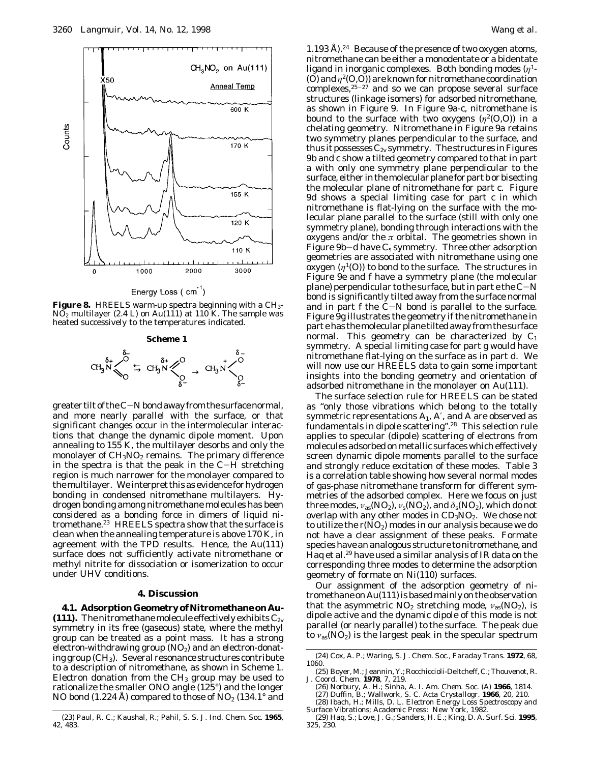**Figure 8.** HREELS warm-up spectra beginning with a $CH_3NO_2$ multilayer (2.4 L) on Au(111) at 110 K. The sample was heated successively to the temperatures indicated.

**Scheme 1**

greater tilt of the C−N bond away from the surface normal, and more nearly parallel with the surface, or that significant changes occur in the intermolecular interactions that change the dynamic dipole moment. Upon annealing to 155 K, the multilayer desorbs and only the monolayer of $CH_3NO_2$ remains. The primary difference in the spectra is that the peak in the C−H stretching region is much narrower for the monolayer compared to the multilayer. We interpret this as evidence for hydrogen bonding in condensed nitromethane multilayers. Hydrogen bonding among nitromethane molecules has been considered as a bonding force in dimers of liquid nitromethane.[23] HREELS spectra show that the surface is clean when the annealing temperature is above 170 K, in agreement with the TPD results. Hence, the Au(111) surface does not sufficiently activate nitromethane or methyl nitrite for dissociation or isomerization to occur under UHV conditions.

## 4. Discussion

**4.1. Adsorption Geometry of Nitromethane on Au(111).** The nitromethane molecule effectively exhibits $C_{2v}$ symmetry in its free (gaseous) state, where the methyl group can be treated as a point mass. It has a strong electron-withdrawing group ($NO_2$) and an electron-donating group ($CH_3$). Several resonance structures contribute to a description of nitromethane, as shown in Scheme 1. Electron donation from the $CH_3$ group may be used to rationalize the smaller ONO angle (125°) and the longer NO bond (1.224 Å) compared to those of $NO_2$ (134.1° and 1.193 Å).[24] Because of the presence of two oxygen atoms, nitromethane can be either a monodentate or a bidentate ligand in inorganic complexes. Both bonding modes ($\eta^1$-(O) and $\eta^2$(O,O)) are known for nitromethane coordination complexes,[25−27] and so we can propose several surface structures (linkage isomers) for adsorbed nitromethane, as shown in Figure 9. In Figure 9a-c, nitromethane is bound to the surface with two oxygens ($\eta^2$(O,O)) in a chelating geometry. Nitromethane in Figure 9a retains two symmetry planes perpendicular to the surface, and thus it possesses $C_{2v}$ symmetry. The structures in Figures 9b and c show a tilted geometry compared to that in part a with only one symmetry plane perpendicular to the surface, either in the molecular plane for part b or bisecting the molecular plane of nitromethane for part c. Figure 9d shows a special limiting case for part c in which nitromethane is flat-lying on the surface with the molecular plane parallel to the surface (still with only one symmetry plane), bonding through interactions with the oxygens and/or the $\pi$ orbital. The geometries shown in Figure 9b−d have $C_s$ symmetry. Three other adsorption geometries are associated with nitromethane using one oxygen ($\eta^1$(O)) to bond to the surface. The structures in Figure 9e and f have a symmetry plane (the molecular plane) perpendicular to the surface, but in part e the C−N bond is significantly tilted away from the surface normal and in part f the C−N bond is parallel to the surface. Figure 9g illustrates the geometry if the nitromethane in part e has the molecular plane tilted away from the surface normal. This geometry can be characterized by $C_1$ symmetry. A special limiting case for part g would have nitromethane flat-lying on the surface as in part d. We will now use our HREELS data to gain some important insights into the bonding geometry and orientation of adsorbed nitromethane in the monolayer on Au(111).

The surface selection rule for HREELS can be stated as "only those vibrations which belong to the totally symmetric representations $A_1$, $A'$, and $A$ are observed as fundamentals in dipole scattering".[28] This selection rule applies to specular (dipole) scattering of electrons from molecules adsorbed on metallic surfaces which effectively screen dynamic dipole moments parallel to the surface and strongly reduce excitation of these modes. Table 3 is a correlation table showing how several normal modes of gas-phase nitromethane transform for different symmetries of the adsorbed complex. Here we focus on just three modes, $\nu_{as}(NO_2)$, $\nu_s(NO_2)$, and $\delta_s(NO_2)$, which do not overlap with any other modes in $CD_3NO_2$. We chose not to utilize the $r(NO_2)$ modes in our analysis because we do not have a clear assignment of these peaks. Formate species have an analogous structure to nitromethane, and Haq et al.[29] have used a similar analysis of IR data on the corresponding three modes to determine the adsorption geometry of formate on Ni(110) surfaces.

Our assignment of the adsorption geometry of nitromethane on Au(111) is based mainly on the observation that the asymmetric $NO_2$ stretching mode, $\nu_{as}(NO_2)$, is dipole active and the dynamic dipole of this mode is not parallel (or nearly parallel) to the surface. The peak due to $\nu_{as}(NO_2)$ is the largest peak in the specular spectrum

(23) Paul, R. C.; Kaushal, R.; Pahil, S. S. *J. Ind. Chem. Soc.* **1965**, *42*, 483.

(24) Cox, A. P.; Waring, S. *J. Chem. Soc., Faraday Trans.* **1972**, *68*, 1060.

(25) Boyer, M.; Jeannin, Y.; Rocchiccioli-Deltcheff, C.; Thouvenot, R. *J. Coord. Chem.* **1978**, *7*, 219.

(26) Norbury, A. H.; Sinha, A. I. *Am. Chem. Soc. (A)* **1966**, 1814.

(27) Duffin, B.; Wallwork, S. C. *Acta Crystallogr.* **1966**, *20*, 210.

(28) Ibach, H.; Mills, D. L. *Electron Energy Loss Spectroscopy and Surface Vibrations*; Academic Press: New York, 1982.

(29) Haq, S.; Love, J. G.; Sanders, H. E.; King, D. A. *Surf. Sci.* **1995**, *325*, 230.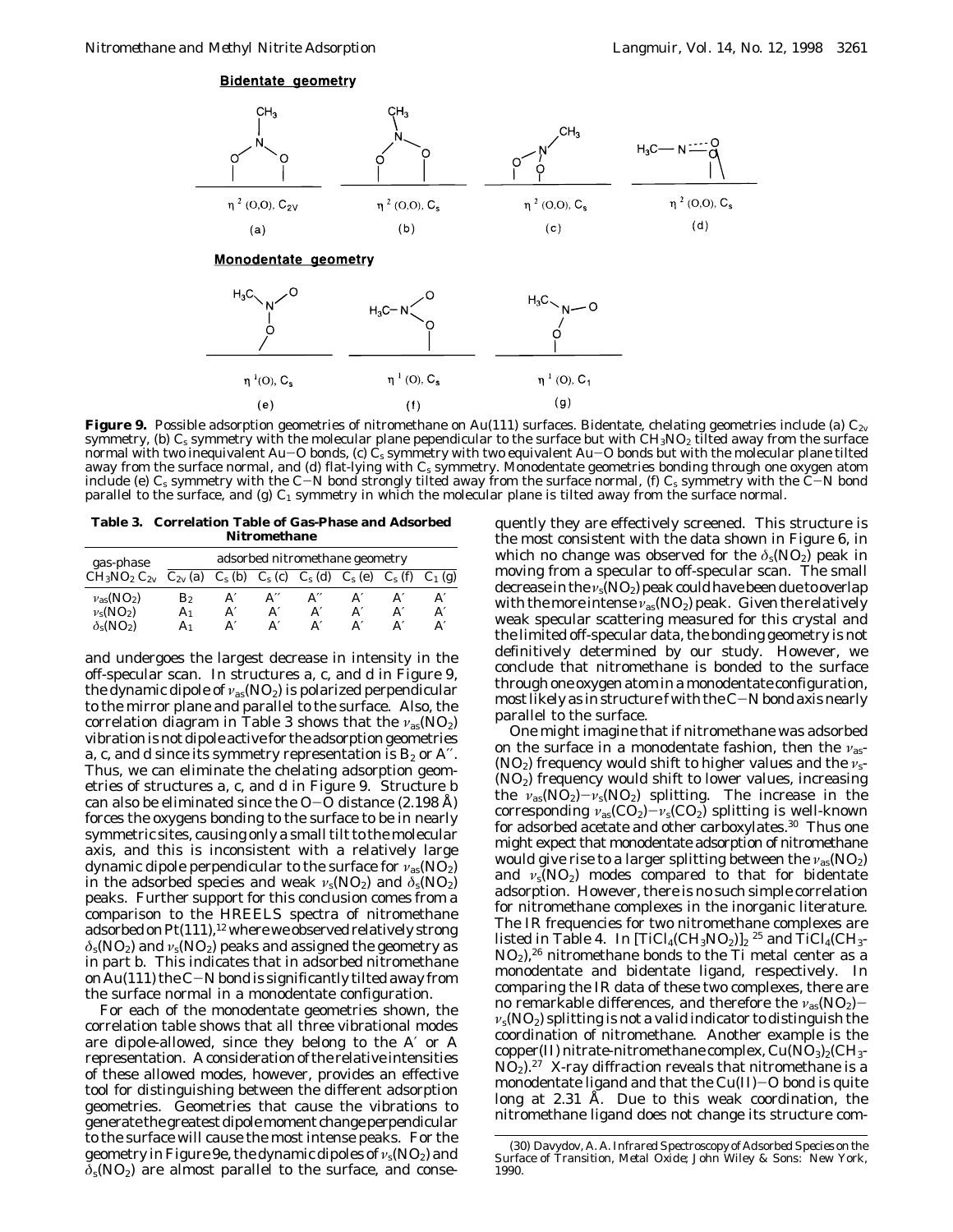**Bidentate geometry**

$\eta^2$ (O,O), $C_{2v}$ (a)    $\eta^2$ (O,O), $C_s$ (b)    $\eta^2$ (O,O), $C_s$ (c)    $\eta^2$ (O,O), $C_s$ (d)

**Monodentate geometry**

$\eta^1$(O), $C_s$ (e)    $\eta^1$ (O), $C_s$ (f)    $\eta^1$ (O), $C_1$ (g)

**Figure 9.** Possible adsorption geometries of nitromethane on Au(111) surfaces. Bidentate, chelating geometries include (a) $C_{2v}$ symmetry, (b) $C_s$ symmetry with the molecular plane pependicular to the surface but with $CH_3NO_2$ tilted away from the surface normal with two inequivalent Au–O bonds, (c) $C_s$ symmetry with two equivalent Au–O bonds but with the molecular plane tilted away from the surface normal, and (d) flat-lying with $C_s$ symmetry. Monodentate geometries bonding through one oxygen atom include (e) $C_s$ symmetry with the C–N bond strongly tilted away from the surface normal, (f) $C_s$ symmetry with the C–N bond parallel to the surface, and (g) $C_1$ symmetry in which the molecular plane is tilted away from the surface normal.

**Table 3. Correlation Table of Gas-Phase and Adsorbed Nitromethane**

| gas-phase $CH_3NO_2$ $C_{2v}$ | adsorbed nitromethane geometry $C_{2v}$ (a) | $C_s$ (b) | $C_s$ (c) | $C_s$ (d) | $C_s$ (e) | $C_s$ (f) | $C_1$ (g) |
|---|---|---|---|---|---|---|---|
| $\nu_{as}(NO_2)$ | $B_2$ | A′ | A″ | A″ | A′ | A′ | A′ |
| $\nu_s(NO_2)$ | $A_1$ | A′ | A′ | A′ | A′ | A′ | A′ |
| $\delta_s(NO_2)$ | $A_1$ | A′ | A′ | A′ | A′ | A′ | A′ |

and undergoes the largest decrease in intensity in the off-specular scan. In structures a, c, and d in Figure 9, the dynamic dipole of $\nu_{as}(NO_2)$ is polarized perpendicular to the mirror plane and parallel to the surface. Also, the correlation diagram in Table 3 shows that the $\nu_{as}(NO_2)$ vibration is not dipole active for the adsorption geometries a, c, and d since its symmetry representation is $B_2$ or A″. Thus, we can eliminate the chelating adsorption geometries of structures a, c, and d in Figure 9. Structure b can also be eliminated since the O–O distance (2.198 Å) forces the oxygens bonding to the surface to be in nearly symmetric sites, causing only a small tilt to the molecular axis, and this is inconsistent with a relatively large dynamic dipole perpendicular to the surface for $\nu_{as}(NO_2)$ in the adsorbed species and weak $\nu_s(NO_2)$ and $\delta_s(NO_2)$ peaks. Further support for this conclusion comes from a comparison to the HREELS spectra of nitromethane adsorbed on Pt(111),[12] where we observed relatively strong $\delta_s(NO_2)$ and $\nu_s(NO_2)$ peaks and assigned the geometry as in part b. This indicates that in adsorbed nitromethane on Au(111) the C–N bond is significantly tilted away from the surface normal in a monodentate configuration.

For each of the monodentate geometries shown, the correlation table shows that all three vibrational modes are dipole-allowed, since they belong to the A′ or A representation. A consideration of the relative intensities of these allowed modes, however, provides an effective tool for distinguishing between the different adsorption geometries. Geometries that cause the vibrations to generate the greatest dipole moment change perpendicular to the surface will cause the most intense peaks. For the geometry in Figure 9e, the dynamic dipoles of $\nu_s(NO_2)$ and $\delta_s(NO_2)$ are almost parallel to the surface, and consequently they are effectively screened. This structure is the most consistent with the data shown in Figure 6, in which no change was observed for the $\delta_s(NO_2)$ peak in moving from a specular to off-specular scan. The small decrease in the $\nu_s(NO_2)$ peak could have been due to overlap with the more intense $\nu_{as}(NO_2)$ peak. Given the relatively weak specular scattering measured for this crystal and the limited off-specular data, the bonding geometry is not definitively determined by our study. However, we conclude that nitromethane is bonded to the surface through one oxygen atom in a monodentate configuration, most likely as in structure f with the C–N bond axis nearly parallel to the surface.

One might imagine that if nitromethane was adsorbed on the surface in a monodentate fashion, then the $\nu_{as}(NO_2)$ frequency would shift to higher values and the $\nu_s(NO_2)$ frequency would shift to lower values, increasing the $\nu_{as}(NO_2)-\nu_s(NO_2)$ splitting. The increase in the corresponding $\nu_{as}(CO_2)-\nu_s(CO_2)$ splitting is well-known for adsorbed acetate and other carboxylates.[30] Thus one might expect that monodentate adsorption of nitromethane would give rise to a larger splitting between the $\nu_{as}(NO_2)$ and $\nu_s(NO_2)$ modes compared to that for bidentate adsorption. However, there is no such simple correlation for nitromethane complexes in the inorganic literature. The IR frequencies for two nitromethane complexes are listed in Table 4. In $[TiCl_4(CH_3NO_2)]_2$ [25] and $TiCl_4(CH_3NO_2)$,[26] nitromethane bonds to the Ti metal center as a monodentate and bidentate ligand, respectively. In comparing the IR data of these two complexes, there are no remarkable differences, and therefore the $\nu_{as}(NO_2)-\nu_s(NO_2)$ splitting is not a valid indicator to distinguish the coordination of nitromethane. Another example is the copper(II) nitrate-nitromethane complex, $Cu(NO_3)_2(CH_3NO_2)$.[27] X-ray diffraction reveals that nitromethane is a monodentate ligand and that the Cu(II)–O bond is quite long at 2.31 Å. Due to this weak coordination, the nitromethane ligand does not change its structure com-

(30) Davydov, A. A. *Infrared Spectroscopy of Adsorbed Species on the Surface of Transition, Metal Oxide*; John Wiley & Sons: New York, 1990.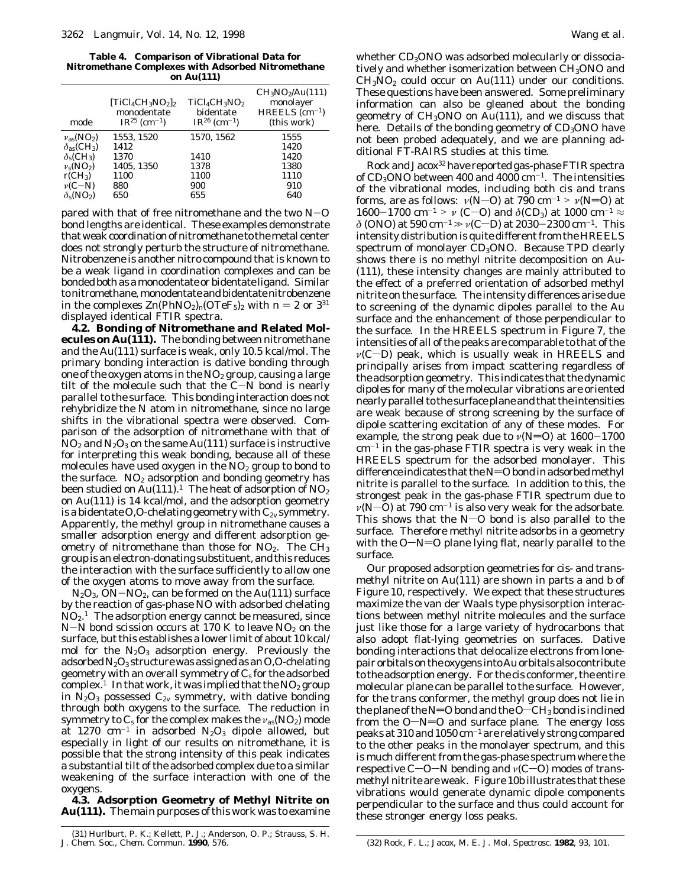**Table 4. Comparison of Vibrational Data for Nitromethane Complexes with Adsorbed Nitromethane on Au(111)**

| mode | $[TiCl_4CH_3NO_2]_2$ monodentate IR[25] ($cm^{-1}$) | $TiCl_4CH_3NO_2$ bidentate IR[26] ($cm^{-1}$) | $CH_3NO_2$/Au(111) monolayer HREELS ($cm^{-1}$) (this work) |
|---|---|---|---|
| $\nu_{as}(NO_2)$ | 1553, 1520 | 1570, 1562 | 1555 |
| $\delta_{as}(CH_3)$ | 1412 | | 1420 |
| $\delta_s(CH_3)$ | 1370 | 1410 | 1420 |
| $\nu_s(NO_2)$ | 1405, 1350 | 1378 | 1380 |
| $r(CH_3)$ | 1100 | 1100 | 1110 |
| $\nu$(C−N) | 880 | 900 | 910 |
| $\delta_s(NO_2)$ | 650 | 655 | 640 |

pared with that of free nitromethane and the two N−O bond lengths are identical. These examples demonstrate that weak coordination of nitromethane to the metal center does not strongly perturb the structure of nitromethane. Nitrobenzene is another nitro compound that is known to be a weak ligand in coordination complexes and can be bonded both as a monodentate or bidentate ligand. Similar to nitromethane, monodentate and bidentate nitrobenzene in the complexes $Zn(PhNO_2)_n(OTeF_5)_2$ with $n = 2$ or 3[31] displayed identical FTIR spectra.

**4.2. Bonding of Nitromethane and Related Molecules on Au(111).** The bonding between nitromethane and the Au(111) surface is weak, only 10.5 kcal/mol. The primary bonding interaction is dative bonding through one of the oxygen atoms in the $NO_2$ group, causing a large tilt of the molecule such that the C−N bond is nearly parallel to the surface. This bonding interaction does not rehybridize the N atom in nitromethane, since no large shifts in the vibrational spectra were observed. Comparison of the adsorption of nitromethane with that of $NO_2$ and $N_2O_3$ on the same Au(111) surface is instructive for interpreting this weak bonding, because all of these molecules have used oxygen in the $NO_2$ group to bond to the surface. $NO_2$ adsorption and bonding geometry has been studied on Au(111).[1] The heat of adsorption of $NO_2$ on Au(111) is 14 kcal/mol, and the adsorption geometry is a bidentate O,O-chelating geometry with $C_{2v}$ symmetry. Apparently, the methyl group in nitromethane causes a smaller adsorption energy and different adsorption geometry of nitromethane than those for $NO_2$. The $CH_3$ group is an electron-donating substituent, and this reduces the interaction with the surface sufficiently to allow one of the oxygen atoms to move away from the surface.

$N_2O_3$, ON−$NO_2$, can be formed on the Au(111) surface by the reaction of gas-phase NO with adsorbed chelating $NO_2$.[1] The adsorption energy cannot be measured, since N−N bond scission occurs at 170 K to leave $NO_2$ on the surface, but this establishes a lower limit of about 10 kcal/mol for the $N_2O_3$ adsorption energy. Previously the adsorbed $N_2O_3$ structure was assigned as an O,O-chelating geometry with an overall symmetry of $C_s$ for the adsorbed complex.[1] In that work, it was implied that the $NO_2$ group in $N_2O_3$ possessed $C_{2v}$ symmetry, with dative bonding through both oxygens to the surface. The reduction in symmetry to $C_s$ for the complex makes the $\nu_{as}(NO_2)$ mode at 1270 $cm^{-1}$ in adsorbed $N_2O_3$ dipole allowed, but especially in light of our results on nitromethane, it is possible that the strong intensity of this peak indicates a substantial tilt of the adsorbed complex due to a similar weakening of the surface interaction with one of the oxygens.

**4.3. Adsorption Geometry of Methyl Nitrite on Au(111).** The main purposes of this work was to examine whether $CD_3ONO$ was adsorbed molecularly or dissociatively and whether isomerization between $CH_3ONO$ and $CH_3NO_2$ could occur on Au(111) under our conditions. These questions have been answered. Some preliminary information can also be gleaned about the bonding geometry of $CH_3ONO$ on Au(111), and we discuss that here. Details of the bonding geometry of $CD_3ONO$ have not been probed adequately, and we are planning additional FT-RAIRS studies at this time.

Rock and Jacox[32] have reported gas-phase FTIR spectra of $CD_3ONO$ between 400 and 4000 $cm^{-1}$. The intensities of the vibrational modes, including both cis and trans forms, are as follows: $\nu$(N−O) at 790 $cm^{-1}$ > $\nu$(N=O) at 1600−1700 $cm^{-1}$ > $\nu$ (C−O) and $\delta(CD_3)$ at 1000 $cm^{-1}$ ≈ $\delta$ (ONO) at 590 $cm^{-1}$ ≫ $\nu$(C−D) at 2030−2300 $cm^{-1}$. This intensity distribution is quite different from the HREELS spectrum of monolayer $CD_3ONO$. Because TPD clearly shows there is no methyl nitrite decomposition on Au(111), these intensity changes are mainly attributed to the effect of a preferred orientation of adsorbed methyl nitrite on the surface. The intensity differences arise due to screening of the dynamic dipoles parallel to the Au surface and the enhancement of those perpendicular to the surface. In the HREELS spectrum in Figure 7, the intensities of all of the peaks are comparable to that of the $\nu$(C−D) peak, which is usually weak in HREELS and principally arises from impact scattering regardless of the adsorption geometry. This indicates that the dynamic dipoles for many of the molecular vibrations are oriented nearly parallel to the surface plane and that the intensities are weak because of strong screening by the surface of dipole scattering excitation of any of these modes. For example, the strong peak due to $\nu$(N=O) at 1600−1700 $cm^{-1}$ in the gas-phase FTIR spectra is very weak in the HREELS spectrum for the adsorbed monolayer. This difference indicates that the N=O bond in adsorbed methyl nitrite is parallel to the surface. In addition to this, the strongest peak in the gas-phase FTIR spectrum due to $\nu$(N−O) at 790 $cm^{-1}$ is also very weak for the adsorbate. This shows that the N−O bond is also parallel to the surface. Therefore methyl nitrite adsorbs in a geometry with the O−N=O plane lying flat, nearly parallel to the surface.

Our proposed adsorption geometries for cis- and trans-methyl nitrite on Au(111) are shown in parts a and b of Figure 10, respectively. We expect that these structures maximize the van der Waals type physisorption interactions between methyl nitrite molecules and the surface just like those for a large variety of hydrocarbons that also adopt flat-lying geometries on surfaces. Dative bonding interactions that delocalize electrons from lone-pair orbitals on the oxygens into Au orbitals also contribute to the adsorption energy. For the cis conformer, the entire molecular plane can be parallel to the surface. However, for the trans conformer, the methyl group does not lie in the plane of the N=O bond and the O−$CH_3$ bond is inclined from the O−N=O and surface plane. The energy loss peaks at 310 and 1050 $cm^{-1}$ are relatively strong compared to the other peaks in the monolayer spectrum, and this is much different from the gas-phase spectrum where the respective C−O−N bending and $\nu$(C−O) modes of trans-methyl nitrite are weak. Figure 10b illustrates that these vibrations would generate dynamic dipole components perpendicular to the surface and thus could account for these stronger energy loss peaks.

(31) Hurlburt, P. K.; Kellett, P. J.; Anderson, O. P.; Strauss, S. H. *J. Chem. Soc., Chem. Commun.* **1990**, 576.

(32) Rock, F. L.; Jacox, M. E. *J. Mol. Spectrosc.* **1982**, *93*, 101.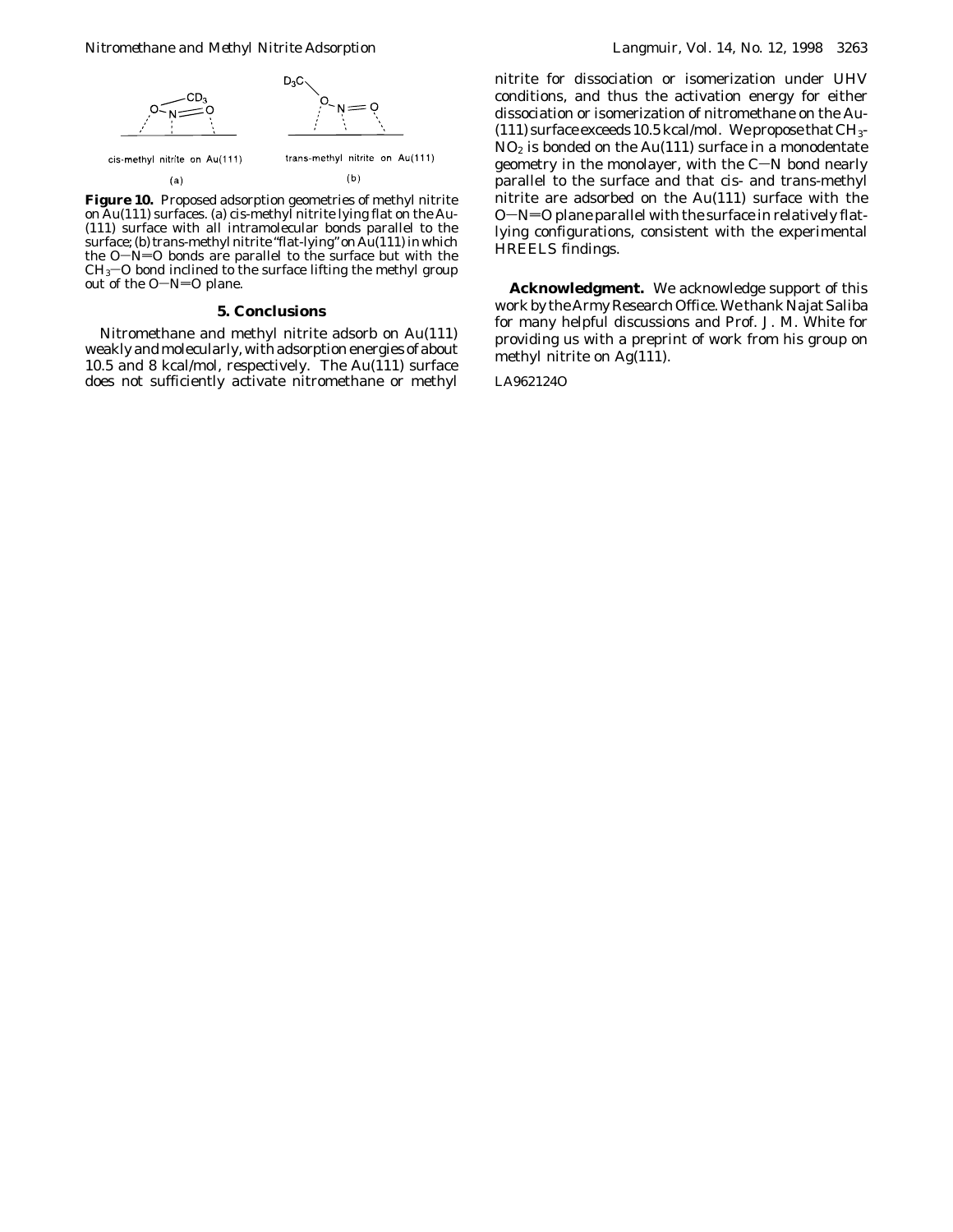cis-methyl nitrite on Au(111)

(a)

trans-methyl nitrite on Au(111)

(b)

**Figure 10.** Proposed adsorption geometries of methyl nitrite on Au(111) surfaces. (a) cis-methyl nitrite lying flat on the Au(111) surface with all intramolecular bonds parallel to the surface; (b) trans-methyl nitrite "flat-lying" on Au(111) in which the O—N═O bonds are parallel to the surface but with the $CH_3$—O bond inclined to the surface lifting the methyl group out of the O—N═O plane.

## 5. Conclusions

Nitromethane and methyl nitrite adsorb on Au(111) weakly and molecularly, with adsorption energies of about 10.5 and 8 kcal/mol, respectively. The Au(111) surface does not sufficiently activate nitromethane or methyl nitrite for dissociation or isomerization under UHV conditions, and thus the activation energy for either dissociation or isomerization of nitromethane on the Au(111) surface exceeds 10.5 kcal/mol. We propose that $CH_3NO_2$ is bonded on the Au(111) surface in a monodentate geometry in the monolayer, with the C—N bond nearly parallel to the surface and that cis- and trans-methyl nitrite are adsorbed on the Au(111) surface with the O—N═O plane parallel with the surface in relatively flat-lying configurations, consistent with the experimental HREELS findings.

**Acknowledgment.** We acknowledge support of this work by the Army Research Office. We thank Najat Saliba for many helpful discussions and Prof. J. M. White for providing us with a preprint of work from his group on methyl nitrite on Ag(111).

LA962124O